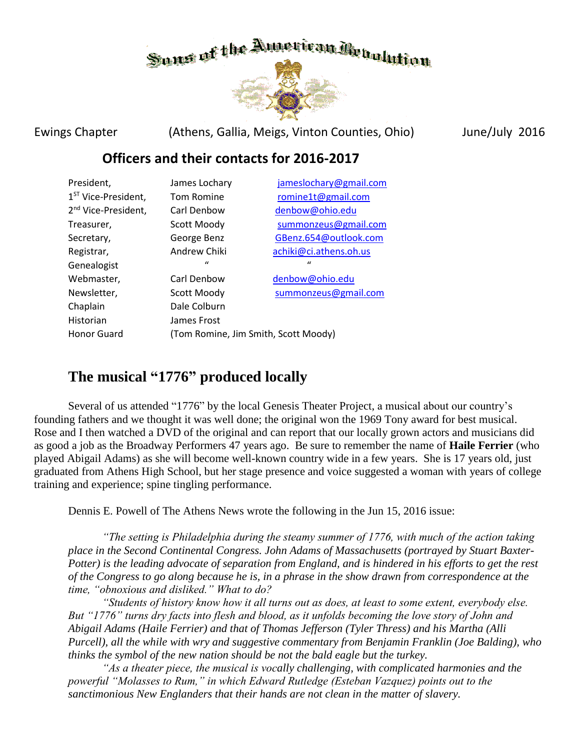# Sons of the American Revolution

Ewings Chapter (Athens, Gallia, Meigs, Vinton Counties, Ohio) June/July 2016

## Officers and their contacts for 2016-2017

| | | |
|---|---|---|
| President, | James Lochary | jameslochary@gmail.com |
| 1ST Vice-President, | Tom Romine | romine1t@gmail.com |
| 2nd Vice-President, | Carl Denbow | denbow@ohio.edu |
| Treasurer, | Scott Moody | summonzeus@gmail.com |
| Secretary, | George Benz | GBenz.654@outlook.com |
| Registrar, | Andrew Chiki | achiki@ci.athens.oh.us |
| Genealogist | " | " |
| Webmaster, | Carl Denbow | denbow@ohio.edu |
| Newsletter, | Scott Moody | summonzeus@gmail.com |
| Chaplain | Dale Colburn | |
| Historian | James Frost | |
| Honor Guard | (Tom Romine, Jim Smith, Scott Moody) | |

## The musical "1776" produced locally

Several of us attended "1776" by the local Genesis Theater Project, a musical about our country's founding fathers and we thought it was well done; the original won the 1969 Tony award for best musical. Rose and I then watched a DVD of the original and can report that our locally grown actors and musicians did as good a job as the Broadway Performers 47 years ago. Be sure to remember the name of **Haile Ferrier** (who played Abigail Adams) as she will become well-known country wide in a few years. She is 17 years old, just graduated from Athens High School, but her stage presence and voice suggested a woman with years of college training and experience; spine tingling performance.

Dennis E. Powell of The Athens News wrote the following in the Jun 15, 2016 issue:

> *"The setting is Philadelphia during the steamy summer of 1776, with much of the action taking place in the Second Continental Congress. John Adams of Massachusetts (portrayed by Stuart Baxter-Potter) is the leading advocate of separation from England, and is hindered in his efforts to get the rest of the Congress to go along because he is, in a phrase in the show drawn from correspondence at the time, "obnoxious and disliked." What to do?*
>
> *"Students of history know how it all turns out as does, at least to some extent, everybody else. But "1776" turns dry facts into flesh and blood, as it unfolds becoming the love story of John and Abigail Adams (Haile Ferrier) and that of Thomas Jefferson (Tyler Thress) and his Martha (Alli Purcell), all the while with wry and suggestive commentary from Benjamin Franklin (Joe Balding), who thinks the symbol of the new nation should be not the bald eagle but the turkey.*
>
> *"As a theater piece, the musical is vocally challenging, with complicated harmonies and the powerful "Molasses to Rum," in which Edward Rutledge (Esteban Vazquez) points out to the sanctimonious New Englanders that their hands are not clean in the matter of slavery.*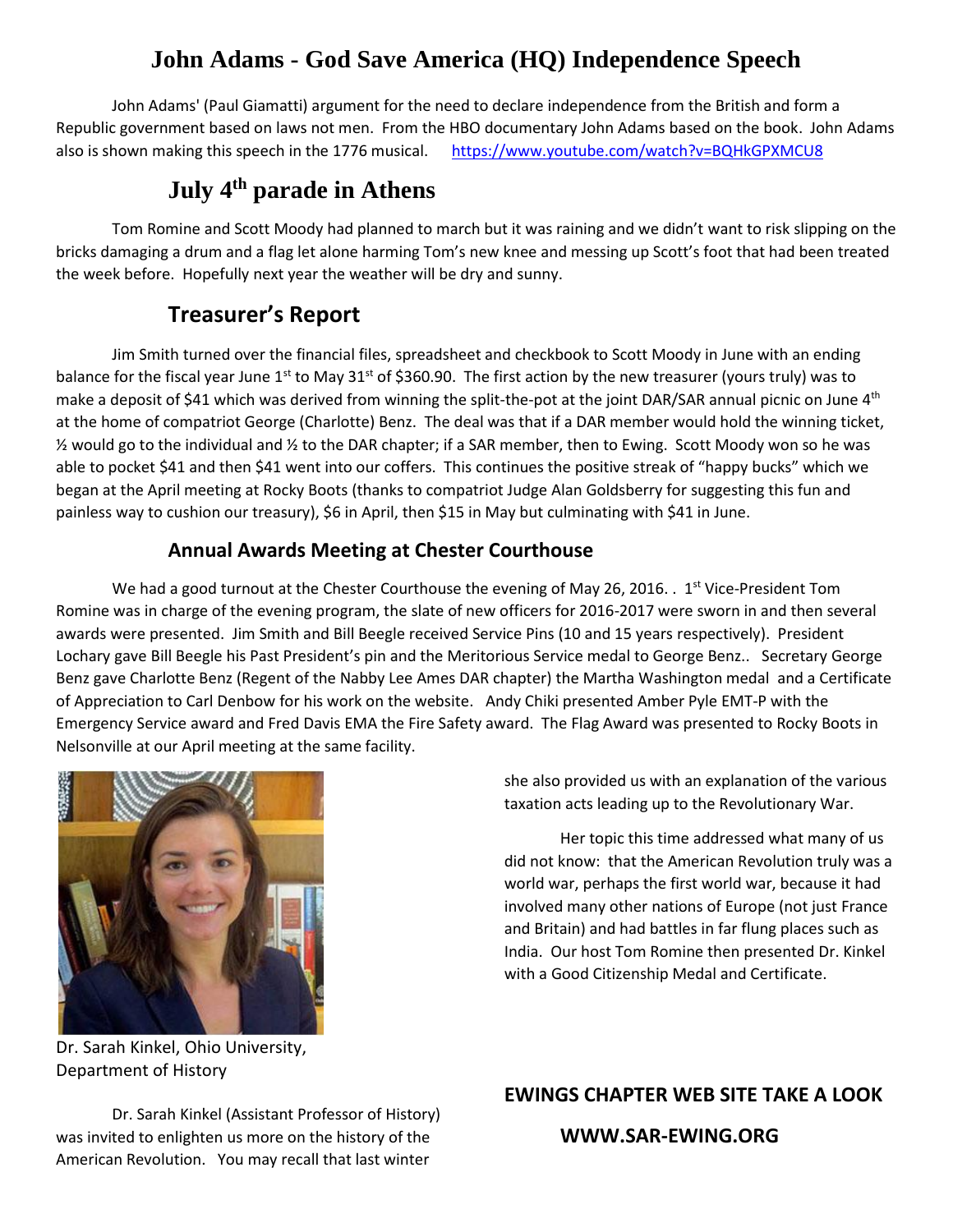# John Adams - God Save America (HQ) Independence Speech

John Adams' (Paul Giamatti) argument for the need to declare independence from the British and form a Republic government based on laws not men. From the HBO documentary John Adams based on the book. John Adams also is shown making this speech in the 1776 musical. https://www.youtube.com/watch?v=BQHkGPXMCU8

## July 4th parade in Athens

Tom Romine and Scott Moody had planned to march but it was raining and we didn't want to risk slipping on the bricks damaging a drum and a flag let alone harming Tom's new knee and messing up Scott's foot that had been treated the week before. Hopefully next year the weather will be dry and sunny.

## Treasurer's Report

Jim Smith turned over the financial files, spreadsheet and checkbook to Scott Moody in June with an ending balance for the fiscal year June 1st to May 31st of $360.90. The first action by the new treasurer (yours truly) was to make a deposit of $41 which was derived from winning the split-the-pot at the joint DAR/SAR annual picnic on June 4th at the home of compatriot George (Charlotte) Benz. The deal was that if a DAR member would hold the winning ticket, ½ would go to the individual and ½ to the DAR chapter; if a SAR member, then to Ewing. Scott Moody won so he was able to pocket $41 and then $41 went into our coffers. This continues the positive streak of "happy bucks" which we began at the April meeting at Rocky Boots (thanks to compatriot Judge Alan Goldsberry for suggesting this fun and painless way to cushion our treasury), $6 in April, then $15 in May but culminating with $41 in June.

### Annual Awards Meeting at Chester Courthouse

We had a good turnout at the Chester Courthouse the evening of May 26, 2016. . 1st Vice-President Tom Romine was in charge of the evening program, the slate of new officers for 2016-2017 were sworn in and then several awards were presented. Jim Smith and Bill Beegle received Service Pins (10 and 15 years respectively). President Lochary gave Bill Beegle his Past President's pin and the Meritorious Service medal to George Benz.. Secretary George Benz gave Charlotte Benz (Regent of the Nabby Lee Ames DAR chapter) the Martha Washington medal and a Certificate of Appreciation to Carl Denbow for his work on the website. Andy Chiki presented Amber Pyle EMT-P with the Emergency Service award and Fred Davis EMA the Fire Safety award. The Flag Award was presented to Rocky Boots in Nelsonville at our April meeting at the same facility.

Dr. Sarah Kinkel, Ohio University, Department of History

Dr. Sarah Kinkel (Assistant Professor of History) was invited to enlighten us more on the history of the American Revolution. You may recall that last winter she also provided us with an explanation of the various taxation acts leading up to the Revolutionary War.

Her topic this time addressed what many of us did not know: that the American Revolution truly was a world war, perhaps the first world war, because it had involved many other nations of Europe (not just France and Britain) and had battles in far flung places such as India. Our host Tom Romine then presented Dr. Kinkel with a Good Citizenship Medal and Certificate.

**EWINGS CHAPTER WEB SITE TAKE A LOOK**

**WWW.SAR-EWING.ORG**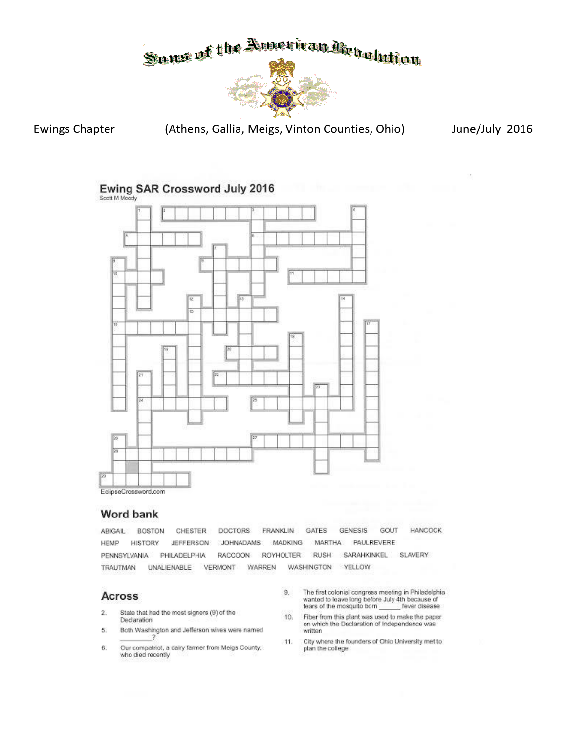# Sons of the American Revolution

Ewings Chapter (Athens, Gallia, Meigs, Vinton Counties, Ohio) June/July 2016

## Ewing SAR Crossword July 2016

Scott M Moody

EclipseCrossword.com

### Word bank

ABIGAIL BOSTON CHESTER DOCTORS FRANKLIN GATES GENESIS GOUT HANCOCK
HEMP HISTORY JEFFERSON JOHNADAMS MADKING MARTHA PAULREVERE
PENNSYLVANIA PHILADELPHIA RACCOON ROYHOLTER RUSH SARAHKINKEL SLAVERY
TRAUTMAN UNALIENABLE VERMONT WARREN WASHINGTON YELLOW

### Across

2. State that had the most signers (9) of the Declaration
5. Both Washington and Jefferson wives were named __________?
6. Our compatriot, a dairy farmer from Meigs County, who died recently
9. The first colonial congress meeting in Philadelphia wanted to leave long before July 4th because of fears of the mosquito born ______ fever disease
10. Fiber from this plant was used to make the paper on which the Declaration of Independence was written
11. City where the founders of Ohio University met to plan the college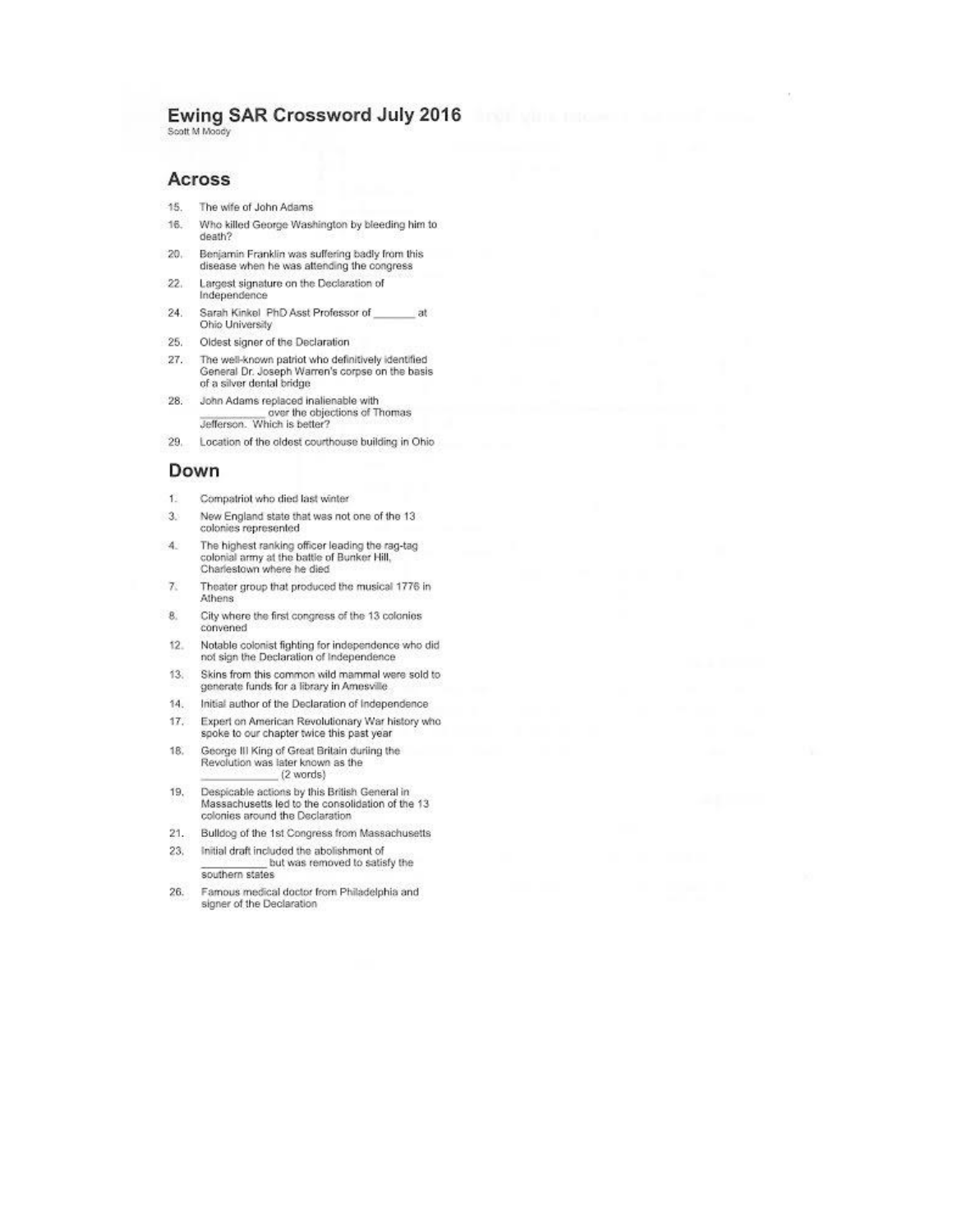# Ewing SAR Crossword July 2016

Scott M Moody

## Across

15. The wife of John Adams
16. Who killed George Washington by bleeding him to death?
20. Benjamin Franklin was suffering badly from this disease when he was attending the congress
22. Largest signature on the Declaration of Independence
24. Sarah Kinkel PhD Asst Professor of _______ at Ohio University
25. Oldest signer of the Declaration
27. The well-known patriot who definitively identified General Dr. Joseph Warren's corpse on the basis of a silver dental bridge
28. John Adams replaced inalienable with ___________ over the objections of Thomas Jefferson. Which is better?
29. Location of the oldest courthouse building in Ohio

## Down

1. Compatriot who died last winter
3. New England state that was not one of the 13 colonies represented
4. The highest ranking officer leading the rag-tag colonial army at the battle of Bunker Hill, Charlestown where he died
7. Theater group that produced the musical 1776 in Athens
8. City where the first congress of the 13 colonies convened
12. Notable colonist fighting for independence who did not sign the Declaration of Independence
13. Skins from this common wild mammal were sold to generate funds for a library in Amesville
14. Initial author of the Declaration of Independence
17. Expert on American Revolutionary War history who spoke to our chapter twice this past year
18. George III King of Great Britain during the Revolution was later known as the _____________ (2 words)
19. Despicable actions by this British General in Massachusetts led to the consolidation of the 13 colonies around the Declaration
21. Bulldog of the 1st Congress from Massachusetts
23. Initial draft included the abolishment of ___________ but was removed to satisfy the southern states
26. Famous medical doctor from Philadelphia and signer of the Declaration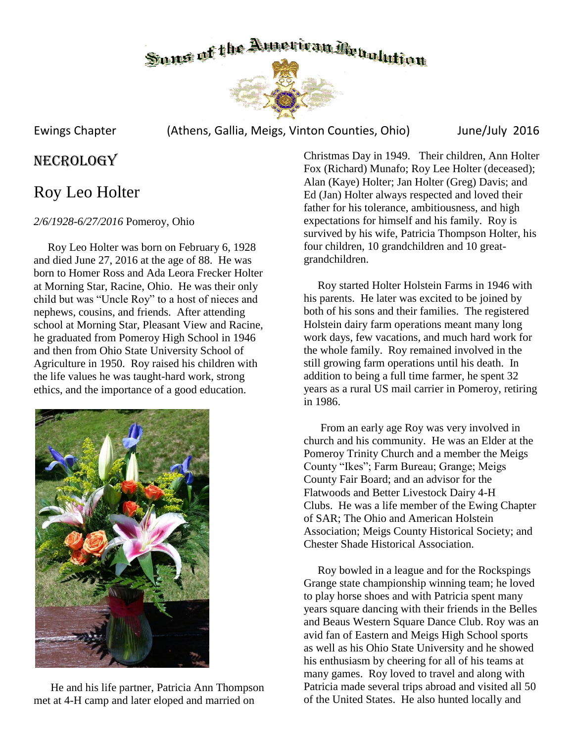# Sons of the American Revolution

Ewings Chapter (Athens, Gallia, Meigs, Vinton Counties, Ohio) June/July 2016

## NECROLOGY

## Roy Leo Holter

*2/6/1928-6/27/2016* Pomeroy, Ohio

Roy Leo Holter was born on February 6, 1928 and died June 27, 2016 at the age of 88. He was born to Homer Ross and Ada Leora Frecker Holter at Morning Star, Racine, Ohio. He was their only child but was "Uncle Roy" to a host of nieces and nephews, cousins, and friends. After attending school at Morning Star, Pleasant View and Racine, he graduated from Pomeroy High School in 1946 and then from Ohio State University School of Agriculture in 1950. Roy raised his children with the life values he was taught-hard work, strong ethics, and the importance of a good education.

He and his life partner, Patricia Ann Thompson met at 4-H camp and later eloped and married on Christmas Day in 1949. Their children, Ann Holter Fox (Richard) Munafo; Roy Lee Holter (deceased); Alan (Kaye) Holter; Jan Holter (Greg) Davis; and Ed (Jan) Holter always respected and loved their father for his tolerance, ambitiousness, and high expectations for himself and his family. Roy is survived by his wife, Patricia Thompson Holter, his four children, 10 grandchildren and 10 great-grandchildren.

Roy started Holter Holstein Farms in 1946 with his parents. He later was excited to be joined by both of his sons and their families. The registered Holstein dairy farm operations meant many long work days, few vacations, and much hard work for the whole family. Roy remained involved in the still growing farm operations until his death. In addition to being a full time farmer, he spent 32 years as a rural US mail carrier in Pomeroy, retiring in 1986.

From an early age Roy was very involved in church and his community. He was an Elder at the Pomeroy Trinity Church and a member the Meigs County "Ikes"; Farm Bureau; Grange; Meigs County Fair Board; and an advisor for the Flatwoods and Better Livestock Dairy 4-H Clubs. He was a life member of the Ewing Chapter of SAR; The Ohio and American Holstein Association; Meigs County Historical Society; and Chester Shade Historical Association.

Roy bowled in a league and for the Rockspings Grange state championship winning team; he loved to play horse shoes and with Patricia spent many years square dancing with their friends in the Belles and Beaus Western Square Dance Club. Roy was an avid fan of Eastern and Meigs High School sports as well as his Ohio State University and he showed his enthusiasm by cheering for all of his teams at many games. Roy loved to travel and along with Patricia made several trips abroad and visited all 50 of the United States. He also hunted locally and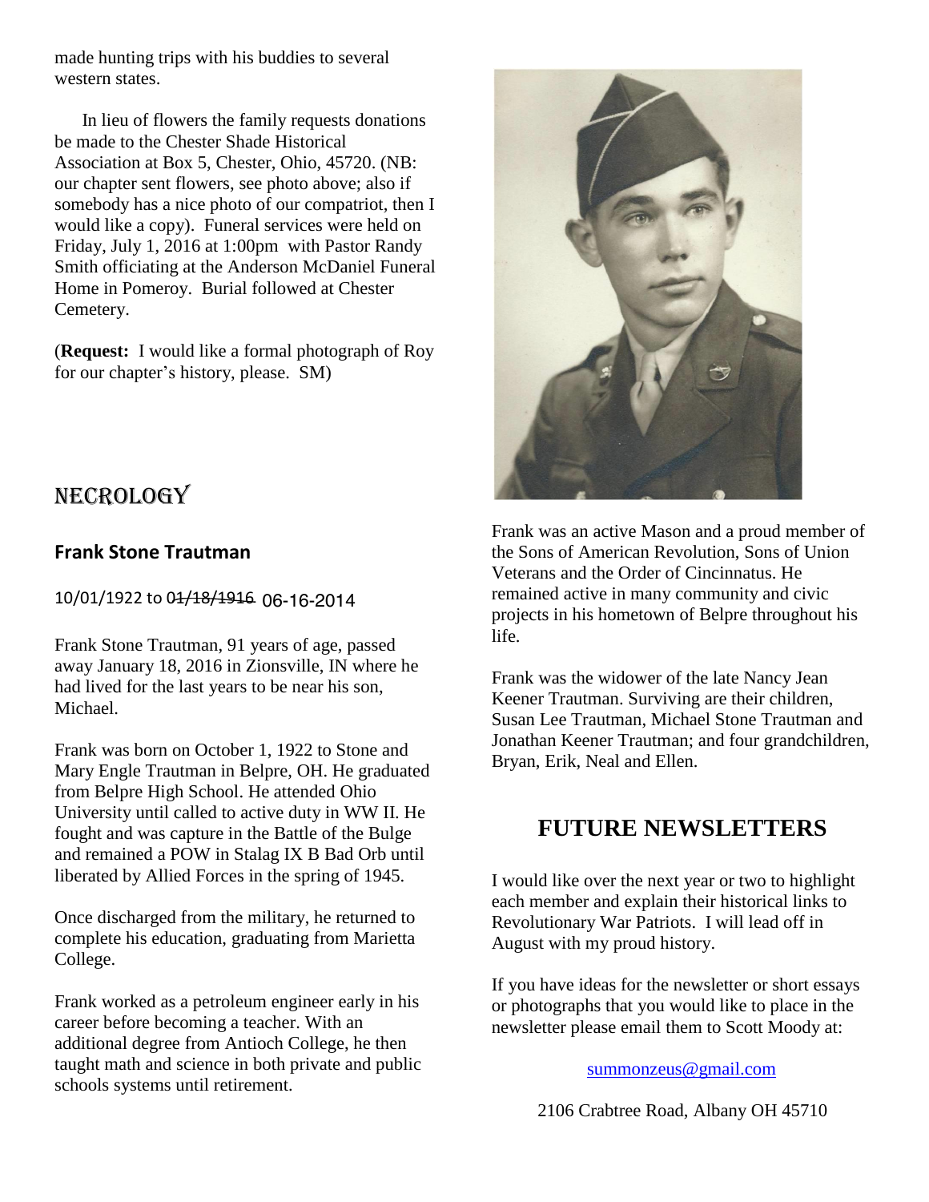made hunting trips with his buddies to several western states.

In lieu of flowers the family requests donations be made to the Chester Shade Historical Association at Box 5, Chester, Ohio, 45720. (NB: our chapter sent flowers, see photo above; also if somebody has a nice photo of our compatriot, then I would like a copy). Funeral services were held on Friday, July 1, 2016 at 1:00pm with Pastor Randy Smith officiating at the Anderson McDaniel Funeral Home in Pomeroy. Burial followed at Chester Cemetery.

(**Request:** I would like a formal photograph of Roy for our chapter's history, please. SM)

## NECROLOGY

### Frank Stone Trautman

10/01/1922 to ~~01/18/1916~~ 06-16-2014

Frank Stone Trautman, 91 years of age, passed away January 18, 2016 in Zionsville, IN where he had lived for the last years to be near his son, Michael.

Frank was born on October 1, 1922 to Stone and Mary Engle Trautman in Belpre, OH. He graduated from Belpre High School. He attended Ohio University until called to active duty in WW II. He fought and was capture in the Battle of the Bulge and remained a POW in Stalag IX B Bad Orb until liberated by Allied Forces in the spring of 1945.

Once discharged from the military, he returned to complete his education, graduating from Marietta College.

Frank worked as a petroleum engineer early in his career before becoming a teacher. With an additional degree from Antioch College, he then taught math and science in both private and public schools systems until retirement.

Frank was an active Mason and a proud member of the Sons of American Revolution, Sons of Union Veterans and the Order of Cincinnatus. He remained active in many community and civic projects in his hometown of Belpre throughout his life.

Frank was the widower of the late Nancy Jean Keener Trautman. Surviving are their children, Susan Lee Trautman, Michael Stone Trautman and Jonathan Keener Trautman; and four grandchildren, Bryan, Erik, Neal and Ellen.

## FUTURE NEWSLETTERS

I would like over the next year or two to highlight each member and explain their historical links to Revolutionary War Patriots. I will lead off in August with my proud history.

If you have ideas for the newsletter or short essays or photographs that you would like to place in the newsletter please email them to Scott Moody at:

summonzeus@gmail.com

2106 Crabtree Road, Albany OH 45710